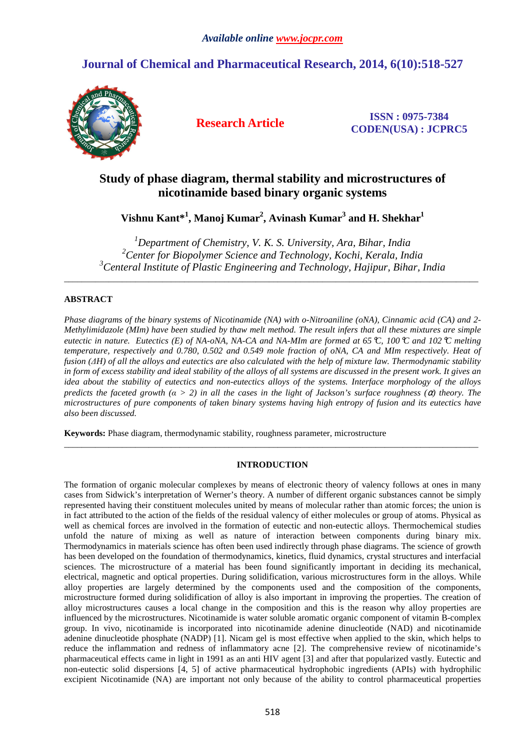# Study of phase diagram, thermal stability and microstructures of nicotinamide based binary organic systems

**Vishnu Kant*[1], Manoj Kumar[2], Avinash Kumar[3] and H. Shekhar[1]**

*[1]Department of Chemistry, V. K. S. University, Ara, Bihar, India*
*[2]Center for Biopolymer Science and Technology, Kochi, Kerala, India*
*[3]Centeral Institute of Plastic Engineering and Technology, Hajipur, Bihar, India*

---

## ABSTRACT

*Phase diagrams of the binary systems of Nicotinamide (NA) with o-Nitroaniline (oNA), Cinnamic acid (CA) and 2-Methylimidazole (MIm) have been studied by thaw melt method. The result infers that all these mixtures are simple eutectic in nature. Eutectics (E) of NA-oNA, NA-CA and NA-MIm are formed at 65 ℃, 100 ℃ and 102 ℃ melting temperature, respectively and 0.780, 0.502 and 0.549 mole fraction of oNA, CA and MIm respectively. Heat of fusion (ΔH) of all the alloys and eutectics are also calculated with the help of mixture law. Thermodynamic stability in form of excess stability and ideal stability of the alloys of all systems are discussed in the present work. It gives an idea about the stability of eutectics and non-eutectics alloys of the systems. Interface morphology of the alloys predicts the faceted growth ($\alpha > 2$) in all the cases in the light of Jackson's surface roughness ($\alpha$) theory. The microstructures of pure components of taken binary systems having high entropy of fusion and its eutectics have also been discussed.*

**Keywords:** Phase diagram, thermodynamic stability, roughness parameter, microstructure

---

## INTRODUCTION

The formation of organic molecular complexes by means of electronic theory of valency follows at ones in many cases from Sidwick's interpretation of Werner's theory. A number of different organic substances cannot be simply represented having their constituent molecules united by means of molecular rather than atomic forces; the union is in fact attributed to the action of the fields of the residual valency of either molecules or group of atoms. Physical as well as chemical forces are involved in the formation of eutectic and non-eutectic alloys. Thermochemical studies unfold the nature of mixing as well as nature of interaction between components during binary mix. Thermodynamics in materials science has often been used indirectly through phase diagrams. The science of growth has been developed on the foundation of thermodynamics, kinetics, fluid dynamics, crystal structures and interfacial sciences. The microstructure of a material has been found significantly important in deciding its mechanical, electrical, magnetic and optical properties. During solidification, various microstructures form in the alloys. While alloy properties are largely determined by the components used and the composition of the components, microstructure formed during solidification of alloy is also important in improving the properties. The creation of alloy microstructures causes a local change in the composition and this is the reason why alloy properties are influenced by the microstructures. Nicotinamide is water soluble aromatic organic component of vitamin B-complex group. In vivo, nicotinamide is incorporated into nicotinamide adenine dinucleotide (NAD) and nicotinamide adenine dinucleotide phosphate (NADP) [1]. Nicam gel is most effective when applied to the skin, which helps to reduce the inflammation and redness of inflammatory acne [2]. The comprehensive review of nicotinamide's pharmaceutical effects came in light in 1991 as an anti HIV agent [3] and after that popularized vastly. Eutectic and non-eutectic solid dispersions [4, 5] of active pharmaceutical hydrophobic ingredients (APIs) with hydrophilic excipient Nicotinamide (NA) are important not only because of the ability to control pharmaceutical properties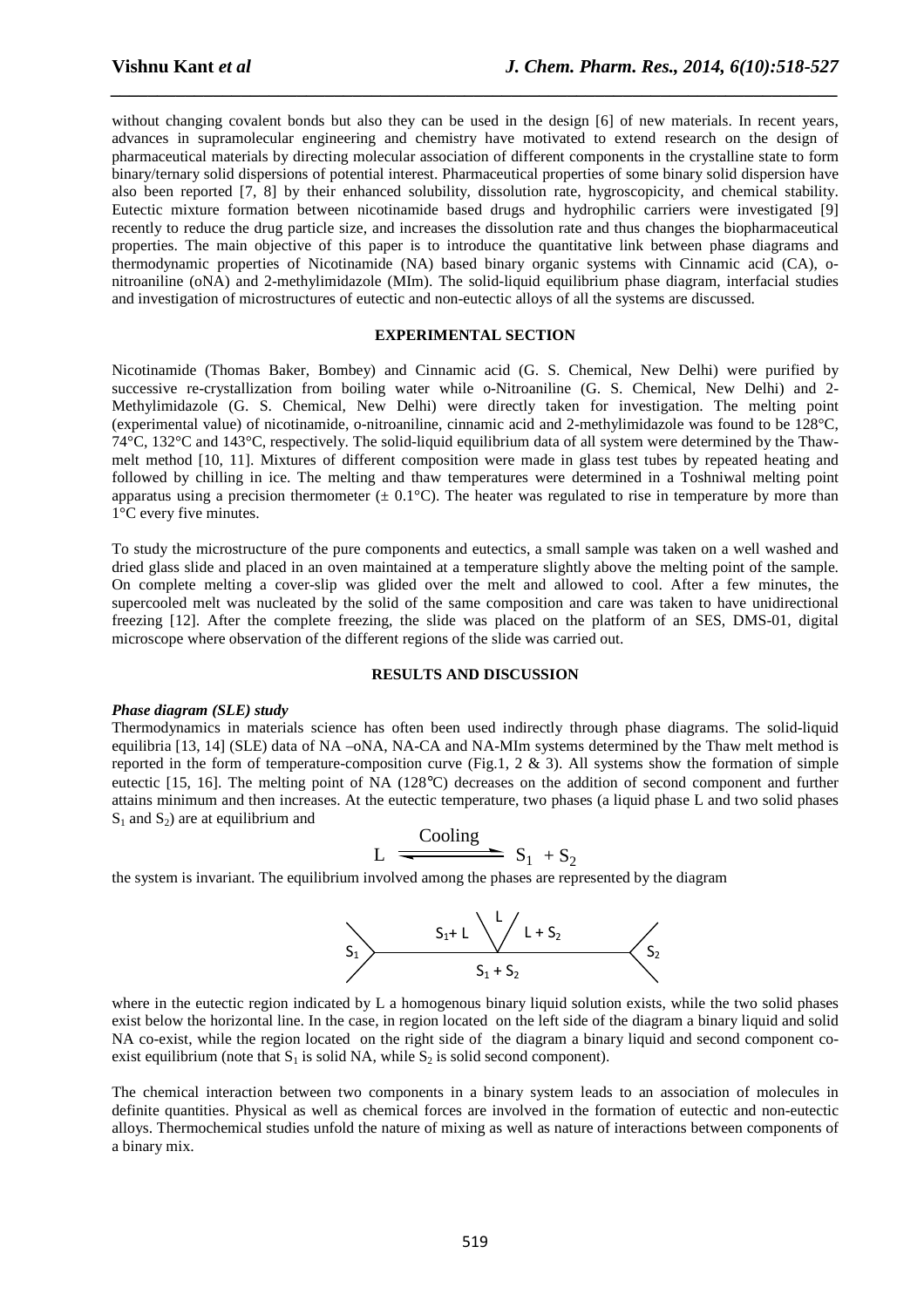without changing covalent bonds but also they can be used in the design [6] of new materials. In recent years, advances in supramolecular engineering and chemistry have motivated to extend research on the design of pharmaceutical materials by directing molecular association of different components in the crystalline state to form binary/ternary solid dispersions of potential interest. Pharmaceutical properties of some binary solid dispersion have also been reported [7, 8] by their enhanced solubility, dissolution rate, hygroscopicity, and chemical stability. Eutectic mixture formation between nicotinamide based drugs and hydrophilic carriers were investigated [9] recently to reduce the drug particle size, and increases the dissolution rate and thus changes the biopharmaceutical properties. The main objective of this paper is to introduce the quantitative link between phase diagrams and thermodynamic properties of Nicotinamide (NA) based binary organic systems with Cinnamic acid (CA), o-nitroaniline (oNA) and 2-methylimidazole (MIm). The solid-liquid equilibrium phase diagram, interfacial studies and investigation of microstructures of eutectic and non-eutectic alloys of all the systems are discussed.

## EXPERIMENTAL SECTION

Nicotinamide (Thomas Baker, Bombey) and Cinnamic acid (G. S. Chemical, New Delhi) were purified by successive re-crystallization from boiling water while o-Nitroaniline (G. S. Chemical, New Delhi) and 2-Methylimidazole (G. S. Chemical, New Delhi) were directly taken for investigation. The melting point (experimental value) of nicotinamide, o-nitroaniline, cinnamic acid and 2-methylimidazole was found to be 128°C, 74°C, 132°C and 143°C, respectively. The solid-liquid equilibrium data of all system were determined by the Thaw-melt method [10, 11]. Mixtures of different composition were made in glass test tubes by repeated heating and followed by chilling in ice. The melting and thaw temperatures were determined in a Toshniwal melting point apparatus using a precision thermometer (± 0.1°C). The heater was regulated to rise in temperature by more than 1°C every five minutes.

To study the microstructure of the pure components and eutectics, a small sample was taken on a well washed and dried glass slide and placed in an oven maintained at a temperature slightly above the melting point of the sample. On complete melting a cover-slip was glided over the melt and allowed to cool. After a few minutes, the supercooled melt was nucleated by the solid of the same composition and care was taken to have unidirectional freezing [12]. After the complete freezing, the slide was placed on the platform of an SES, DMS-01, digital microscope where observation of the different regions of the slide was carried out.

## RESULTS AND DISCUSSION

### *Phase diagram (SLE) study*

Thermodynamics in materials science has often been used indirectly through phase diagrams. The solid-liquid equilibria [13, 14] (SLE) data of NA –oNA, NA-CA and NA-MIm systems determined by the Thaw melt method is reported in the form of temperature-composition curve (Fig.1, 2 & 3). All systems show the formation of simple eutectic [15, 16]. The melting point of NA (128°C) decreases on the addition of second component and further attains minimum and then increases. At the eutectic temperature, two phases (a liquid phase L and two solid phases $S_1$ and $S_2$) are at equilibrium and

$$L \xrightleftharpoons{\text{Cooling}} S_1 + S_2$$

the system is invariant. The equilibrium involved among the phases are represented by the diagram

$S_1$ | $S_1$+ L | L | L + $S_2$ | $S_2$ | $S_1$ + $S_2$

where in the eutectic region indicated by L a homogenous binary liquid solution exists, while the two solid phases exist below the horizontal line. In the case, in region located on the left side of the diagram a binary liquid and solid NA co-exist, while the region located on the right side of the diagram a binary liquid and second component co-exist equilibrium (note that $S_1$ is solid NA, while $S_2$ is solid second component).

The chemical interaction between two components in a binary system leads to an association of molecules in definite quantities. Physical as well as chemical forces are involved in the formation of eutectic and non-eutectic alloys. Thermochemical studies unfold the nature of mixing as well as nature of interactions between components of a binary mix.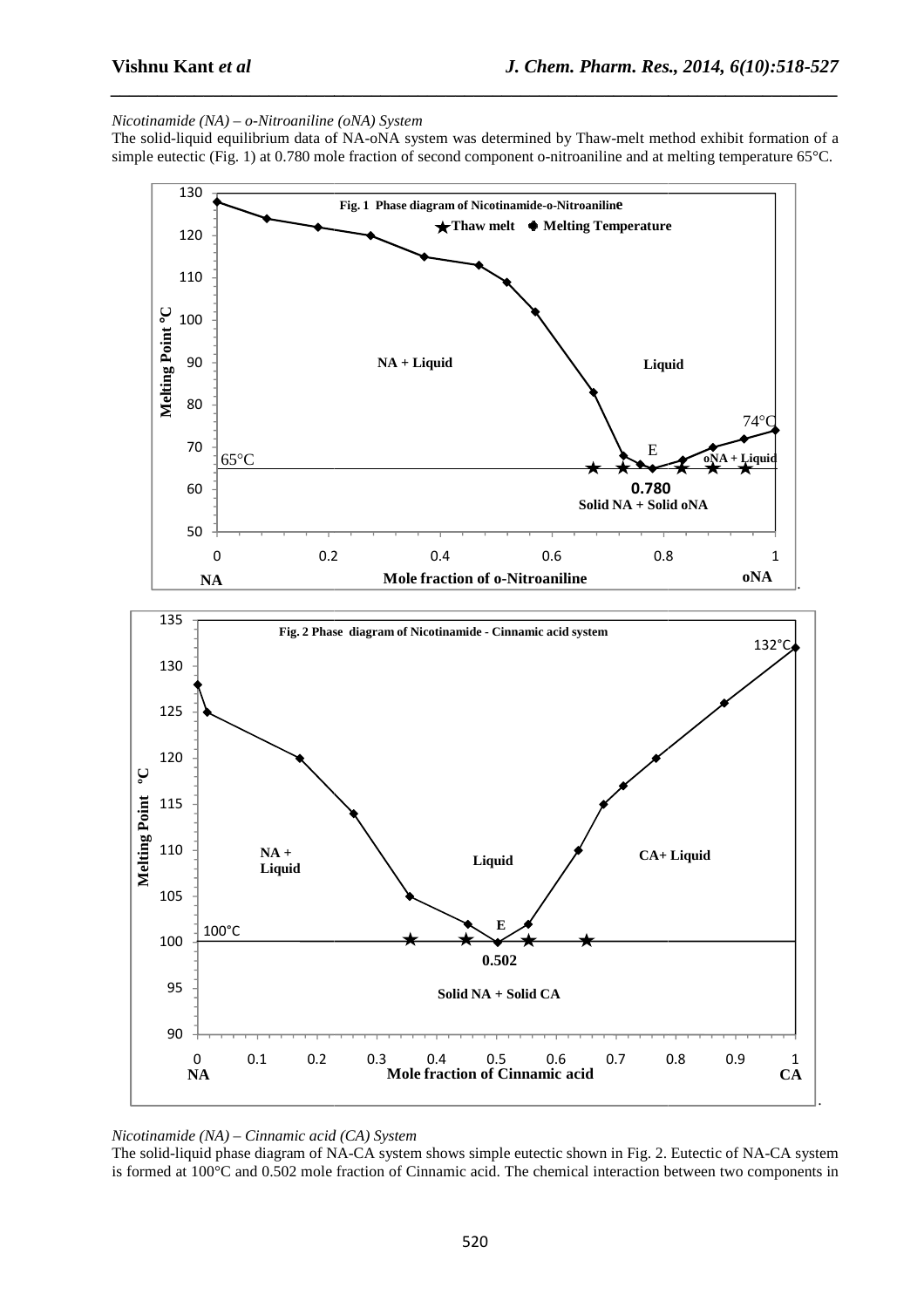*Nicotinamide (NA) – o-Nitroaniline (oNA) System*

The solid-liquid equilibrium data of NA-oNA system was determined by Thaw-melt method exhibit formation of a simple eutectic (Fig. 1) at 0.780 mole fraction of second component o-nitroaniline and at melting temperature 65°C.

**Fig. 1 Phase diagram of Nicotinamide-o-Nitroaniline**

**Fig. 2 Phase diagram of Nicotinamide - Cinnamic acid system**

*Nicotinamide (NA) – Cinnamic acid (CA) System*

The solid-liquid phase diagram of NA-CA system shows simple eutectic shown in Fig. 2. Eutectic of NA-CA system is formed at 100°C and 0.502 mole fraction of Cinnamic acid. The chemical interaction between two components in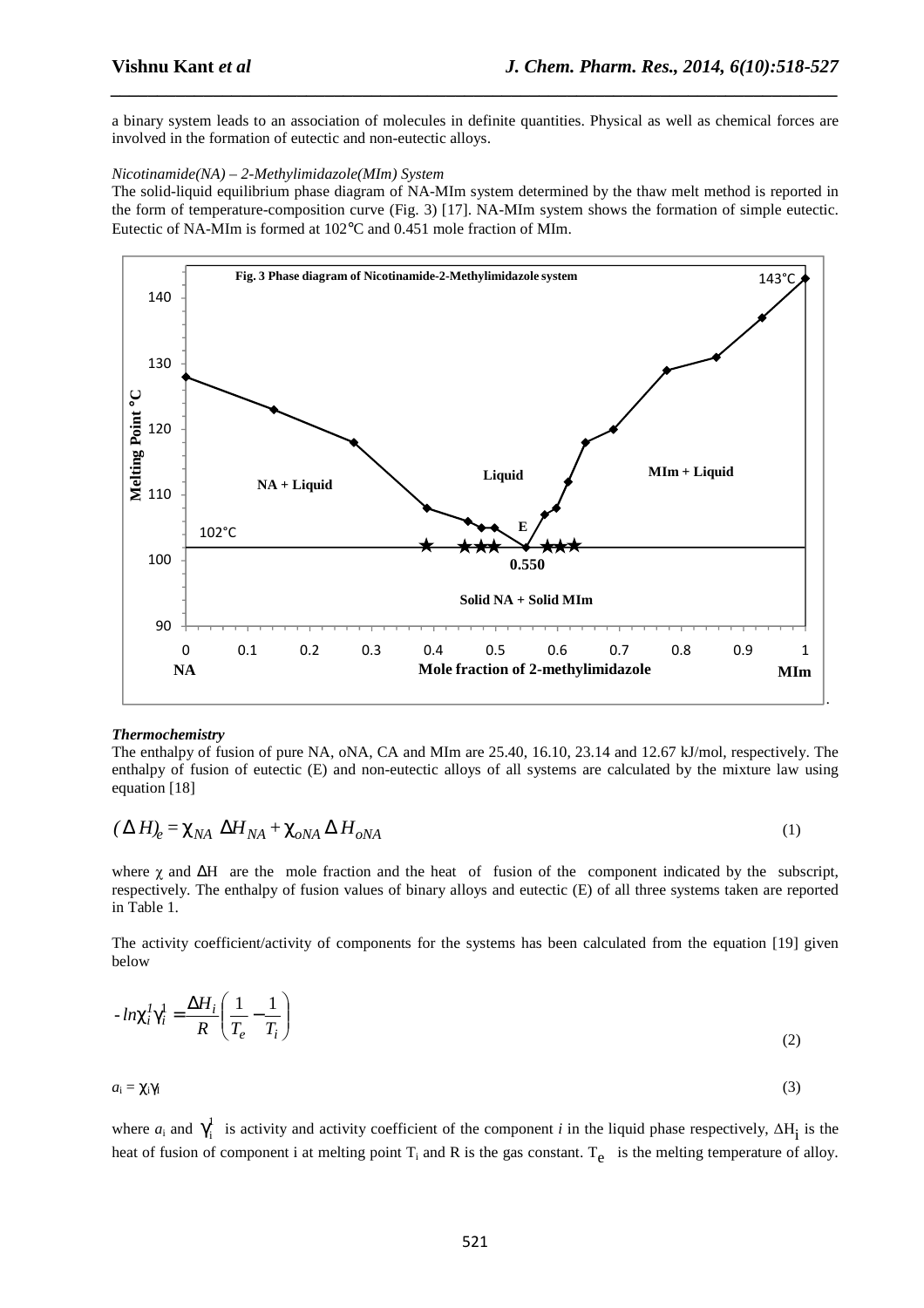a binary system leads to an association of molecules in definite quantities. Physical as well as chemical forces are involved in the formation of eutectic and non-eutectic alloys.

*Nicotinamide(NA) – 2-Methylimidazole(MIm) System*

The solid-liquid equilibrium phase diagram of NA-MIm system determined by the thaw melt method is reported in the form of temperature-composition curve (Fig. 3) [17]. NA-MIm system shows the formation of simple eutectic. Eutectic of NA-MIm is formed at 102°C and 0.451 mole fraction of MIm.

**Fig. 3 Phase diagram of Nicotinamide-2-Methylimidazole system**

***Thermochemistry***

The enthalpy of fusion of pure NA, oNA, CA and MIm are 25.40, 16.10, 23.14 and 12.67 kJ/mol, respectively. The enthalpy of fusion of eutectic (E) and non-eutectic alloys of all systems are calculated by the mixture law using equation [18]

$$(\Delta H)_e = \chi_{NA}\ \Delta H_{NA} + \chi_{oNA}\ \Delta H_{oNA} \tag{1}$$

where $\chi$ and $\Delta H$ are the mole fraction and the heat of fusion of the component indicated by the subscript, respectively. The enthalpy of fusion values of binary alloys and eutectic (E) of all three systems taken are reported in Table 1.

The activity coefficient/activity of components for the systems has been calculated from the equation [19] given below

$$-\ln \chi_i^l \gamma_i^l = \frac{\Delta H_i}{R}\left(\frac{1}{T_e} - \frac{1}{T_i}\right) \tag{2}$$

$$a_i = \chi_i \gamma_i \tag{3}$$

where $a_i$ and $\gamma_i^l$ is activity and activity coefficient of the component $i$ in the liquid phase respectively, $\Delta H_i$ is the heat of fusion of component i at melting point $T_i$ and R is the gas constant. $T_e$ is the melting temperature of alloy.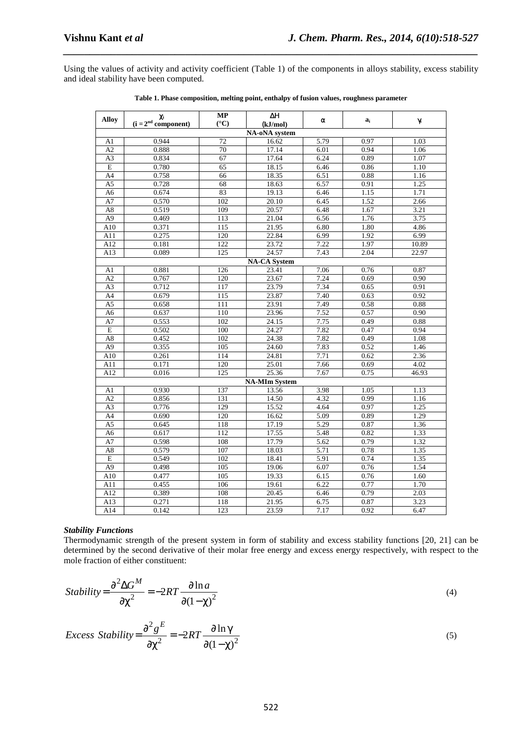Using the values of activity and activity coefficient (Table 1) of the components in alloys stability, excess stability and ideal stability have been computed.

**Table 1. Phase composition, melting point, enthalpy of fusion values, roughness parameter**

| Alloy | $\chi_i$ ($i = 2^{nd}$ component) | MP (°C) | ΔH (kJ/mol) | α | $a_i$ | $\gamma_i$ |
|---|---|---|---|---|---|---|
| **NA-oNA system** | | | | | | |
| A1 | 0.944 | 72 | 16.62 | 5.79 | 0.97 | 1.03 |
| A2 | 0.888 | 70 | 17.14 | 6.01 | 0.94 | 1.06 |
| A3 | 0.834 | 67 | 17.64 | 6.24 | 0.89 | 1.07 |
| E | 0.780 | 65 | 18.15 | 6.46 | 0.86 | 1.10 |
| A4 | 0.758 | 66 | 18.35 | 6.51 | 0.88 | 1.16 |
| A5 | 0.728 | 68 | 18.63 | 6.57 | 0.91 | 1.25 |
| A6 | 0.674 | 83 | 19.13 | 6.46 | 1.15 | 1.71 |
| A7 | 0.570 | 102 | 20.10 | 6.45 | 1.52 | 2.66 |
| A8 | 0.519 | 109 | 20.57 | 6.48 | 1.67 | 3.21 |
| A9 | 0.469 | 113 | 21.04 | 6.56 | 1.76 | 3.75 |
| A10 | 0.371 | 115 | 21.95 | 6.80 | 1.80 | 4.86 |
| A11 | 0.275 | 120 | 22.84 | 6.99 | 1.92 | 6.99 |
| A12 | 0.181 | 122 | 23.72 | 7.22 | 1.97 | 10.89 |
| A13 | 0.089 | 125 | 24.57 | 7.43 | 2.04 | 22.97 |
| **NA-CA System** | | | | | | |
| A1 | 0.881 | 126 | 23.41 | 7.06 | 0.76 | 0.87 |
| A2 | 0.767 | 120 | 23.67 | 7.24 | 0.69 | 0.90 |
| A3 | 0.712 | 117 | 23.79 | 7.34 | 0.65 | 0.91 |
| A4 | 0.679 | 115 | 23.87 | 7.40 | 0.63 | 0.92 |
| A5 | 0.658 | 111 | 23.91 | 7.49 | 0.58 | 0.88 |
| A6 | 0.637 | 110 | 23.96 | 7.52 | 0.57 | 0.90 |
| A7 | 0.553 | 102 | 24.15 | 7.75 | 0.49 | 0.88 |
| E | 0.502 | 100 | 24.27 | 7.82 | 0.47 | 0.94 |
| A8 | 0.452 | 102 | 24.38 | 7.82 | 0.49 | 1.08 |
| A9 | 0.355 | 105 | 24.60 | 7.83 | 0.52 | 1.46 |
| A10 | 0.261 | 114 | 24.81 | 7.71 | 0.62 | 2.36 |
| A11 | 0.171 | 120 | 25.01 | 7.66 | 0.69 | 4.02 |
| A12 | 0.016 | 125 | 25.36 | 7.67 | 0.75 | 46.93 |
| **NA-MIm System** | | | | | | |
| A1 | 0.930 | 137 | 13.56 | 3.98 | 1.05 | 1.13 |
| A2 | 0.856 | 131 | 14.50 | 4.32 | 0.99 | 1.16 |
| A3 | 0.776 | 129 | 15.52 | 4.64 | 0.97 | 1.25 |
| A4 | 0.690 | 120 | 16.62 | 5.09 | 0.89 | 1.29 |
| A5 | 0.645 | 118 | 17.19 | 5.29 | 0.87 | 1.36 |
| A6 | 0.617 | 112 | 17.55 | 5.48 | 0.82 | 1.33 |
| A7 | 0.598 | 108 | 17.79 | 5.62 | 0.79 | 1.32 |
| A8 | 0.579 | 107 | 18.03 | 5.71 | 0.78 | 1.35 |
| E | 0.549 | 102 | 18.41 | 5.91 | 0.74 | 1.35 |
| A9 | 0.498 | 105 | 19.06 | 6.07 | 0.76 | 1.54 |
| A10 | 0.477 | 105 | 19.33 | 6.15 | 0.76 | 1.60 |
| A11 | 0.455 | 106 | 19.61 | 6.22 | 0.77 | 1.70 |
| A12 | 0.389 | 108 | 20.45 | 6.46 | 0.79 | 2.03 |
| A13 | 0.271 | 118 | 21.95 | 6.75 | 0.87 | 3.23 |
| A14 | 0.142 | 123 | 23.59 | 7.17 | 0.92 | 6.47 |

### *Stability Functions*

Thermodynamic strength of the present system in form of stability and excess stability functions [20, 21] can be determined by the second derivative of their molar free energy and excess energy respectively, with respect to the mole fraction of either constituent:

$$Stability = \frac{\partial^2 \Delta G^M}{\partial \chi^2} = -2RT \frac{\partial \ln a}{\partial (1-\chi)^2} \tag{4}$$

$$Excess\ Stability = \frac{\partial^2 g^E}{\partial \chi^2} = -2RT \frac{\partial \ln \gamma}{\partial (1-\chi)^2} \tag{5}$$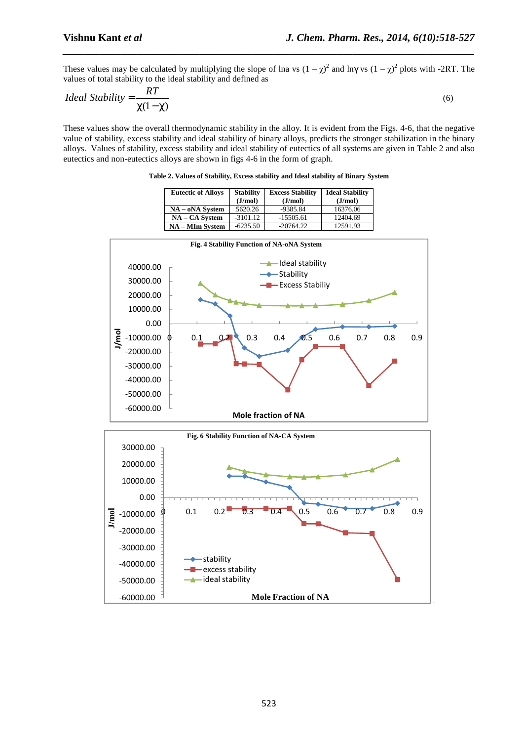These values may be calculated by multiplying the slope of lna vs $(1-\chi)^2$ and $\ln\gamma$ vs $(1-\chi)^2$ plots with -2RT. The values of total stability to the ideal stability and defined as

$$Ideal\ Stability = \frac{RT}{\chi(1-\chi)} \tag{6}$$

These values show the overall thermodynamic stability in the alloy. It is evident from the Figs. 4-6, that the negative value of stability, excess stability and ideal stability of binary alloys, predicts the stronger stabilization in the binary alloys. Values of stability, excess stability and ideal stability of eutectics of all systems are given in Table 2 and also eutectics and non-eutectics alloys are shown in figs 4-6 in the form of graph.

**Table 2. Values of Stability, Excess stability and Ideal stability of Binary System**

| Eutectic of Alloys | Stability (J/mol) | Excess Stability (J/mol) | Ideal Stability (J/mol) |
|---|---|---|---|
| NA – oNA System | 5620.26 | -9385.84 | 16376.06 |
| NA – CA System | -3101.12 | -15505.61 | 12404.69 |
| NA – MIm System | -6235.50 | -20764.22 | 12591.93 |

**Fig. 4 Stability Function of NA-oNA System**

**Fig. 6 Stability Function of NA-CA System**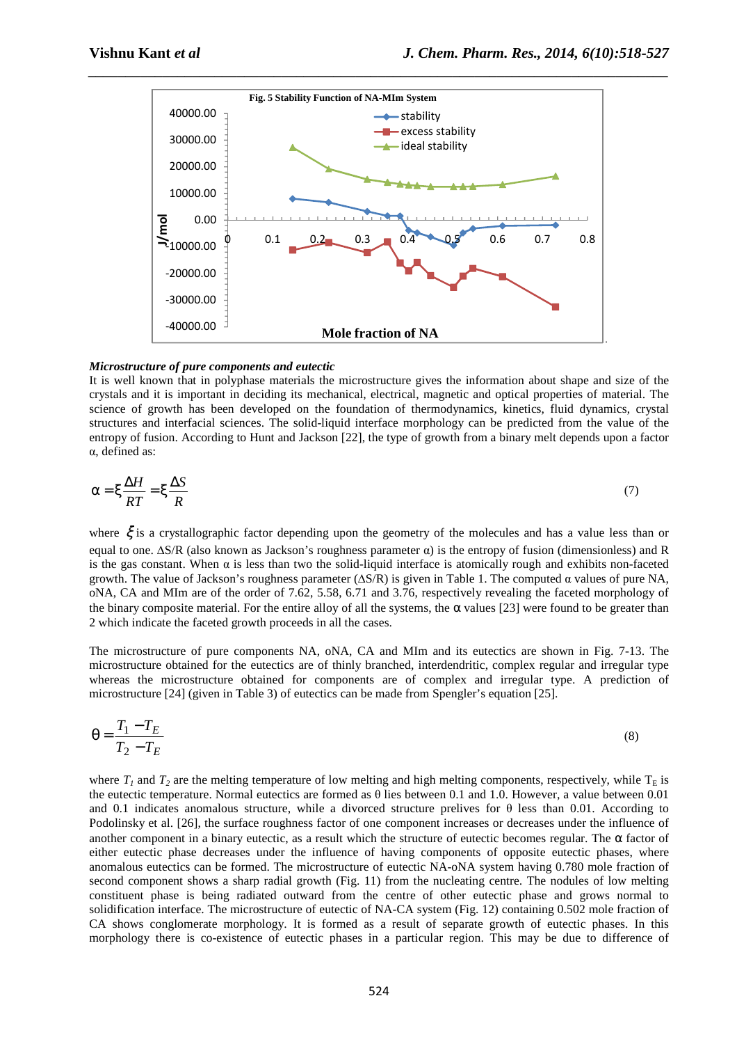Fig. 5 Stability Function of NA-MIm System

### *Microstructure of pure components and eutectic*

It is well known that in polyphase materials the microstructure gives the information about shape and size of the crystals and it is important in deciding its mechanical, electrical, magnetic and optical properties of material. The science of growth has been developed on the foundation of thermodynamics, kinetics, fluid dynamics, crystal structures and interfacial sciences. The solid-liquid interface morphology can be predicted from the value of the entropy of fusion. According to Hunt and Jackson [22], the type of growth from a binary melt depends upon a factor α, defined as:

$$\alpha = \xi \frac{\Delta H}{RT} = \xi \frac{\Delta S}{R} \qquad (7)$$

where $\xi$ is a crystallographic factor depending upon the geometry of the molecules and has a value less than or equal to one. ΔS/R (also known as Jackson's roughness parameter α) is the entropy of fusion (dimensionless) and R is the gas constant. When α is less than two the solid-liquid interface is atomically rough and exhibits non-faceted growth. The value of Jackson's roughness parameter (ΔS/R) is given in Table 1. The computed α values of pure NA, oNA, CA and MIm are of the order of 7.62, 5.58, 6.71 and 3.76, respectively revealing the faceted morphology of the binary composite material. For the entire alloy of all the systems, the α values [23] were found to be greater than 2 which indicate the faceted growth proceeds in all the cases.

The microstructure of pure components NA, oNA, CA and MIm and its eutectics are shown in Fig. 7-13. The microstructure obtained for the eutectics are of thinly branched, interdendritic, complex regular and irregular type whereas the microstructure obtained for components are of complex and irregular type. A prediction of microstructure [24] (given in Table 3) of eutectics can be made from Spengler's equation [25].

$$\theta = \frac{T_1 - T_E}{T_2 - T_E} \qquad (8)$$

where $T_1$ and $T_2$ are the melting temperature of low melting and high melting components, respectively, while $T_E$ is the eutectic temperature. Normal eutectics are formed as θ lies between 0.1 and 1.0. However, a value between 0.01 and 0.1 indicates anomalous structure, while a divorced structure prelives for θ less than 0.01. According to Podolinsky et al. [26], the surface roughness factor of one component increases or decreases under the influence of another component in a binary eutectic, as a result which the structure of eutectic becomes regular. The α factor of either eutectic phase decreases under the influence of having components of opposite eutectic phases, where anomalous eutectics can be formed. The microstructure of eutectic NA-oNA system having 0.780 mole fraction of second component shows a sharp radial growth (Fig. 11) from the nucleating centre. The nodules of low melting constituent phase is being radiated outward from the centre of other eutectic phase and grows normal to solidification interface. The microstructure of eutectic of NA-CA system (Fig. 12) containing 0.502 mole fraction of CA shows conglomerate morphology. It is formed as a result of separate growth of eutectic phases. In this morphology there is co-existence of eutectic phases in a particular region. This may be due to difference of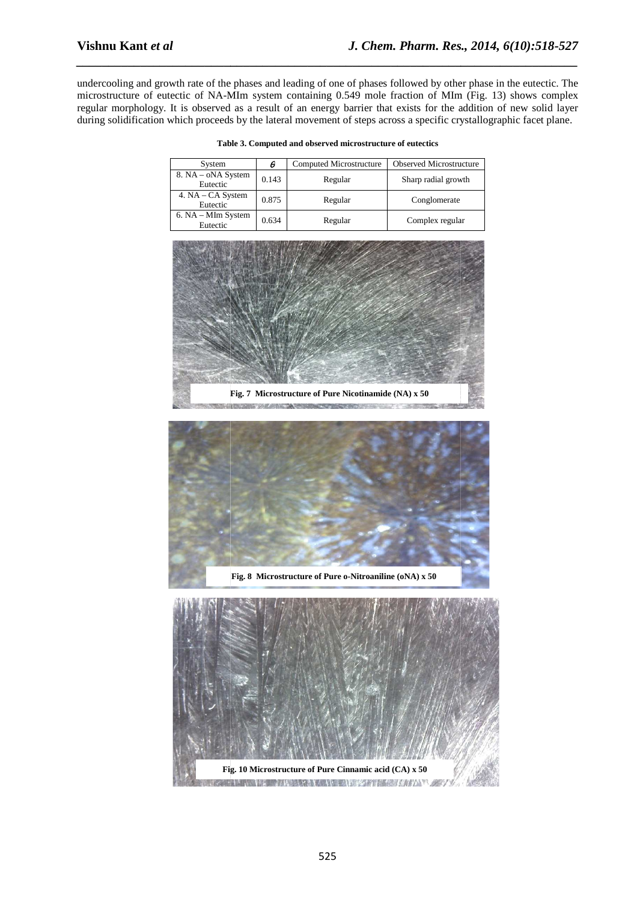undercooling and growth rate of the phases and leading of one of phases followed by other phase in the eutectic. The microstructure of eutectic of NA-MIm system containing 0.549 mole fraction of MIm (Fig. 13) shows complex regular morphology. It is observed as a result of an energy barrier that exists for the addition of new solid layer during solidification which proceeds by the lateral movement of steps across a specific crystallographic facet plane.

**Table 3. Computed and observed microstructure of eutectics**

| System | $\theta$ | Computed Microstructure | Observed Microstructure |
|---|---|---|---|
| 8. NA – oNA System Eutectic | 0.143 | Regular | Sharp radial growth |
| 4. NA – CA System Eutectic | 0.875 | Regular | Conglomerate |
| 6. NA – MIm System Eutectic | 0.634 | Regular | Complex regular |

**Fig. 7 Microstructure of Pure Nicotinamide (NA) x 50**

**Fig. 8 Microstructure of Pure o-Nitroaniline (oNA) x 50**

**Fig. 10 Microstructure of Pure Cinnamic acid (CA) x 50**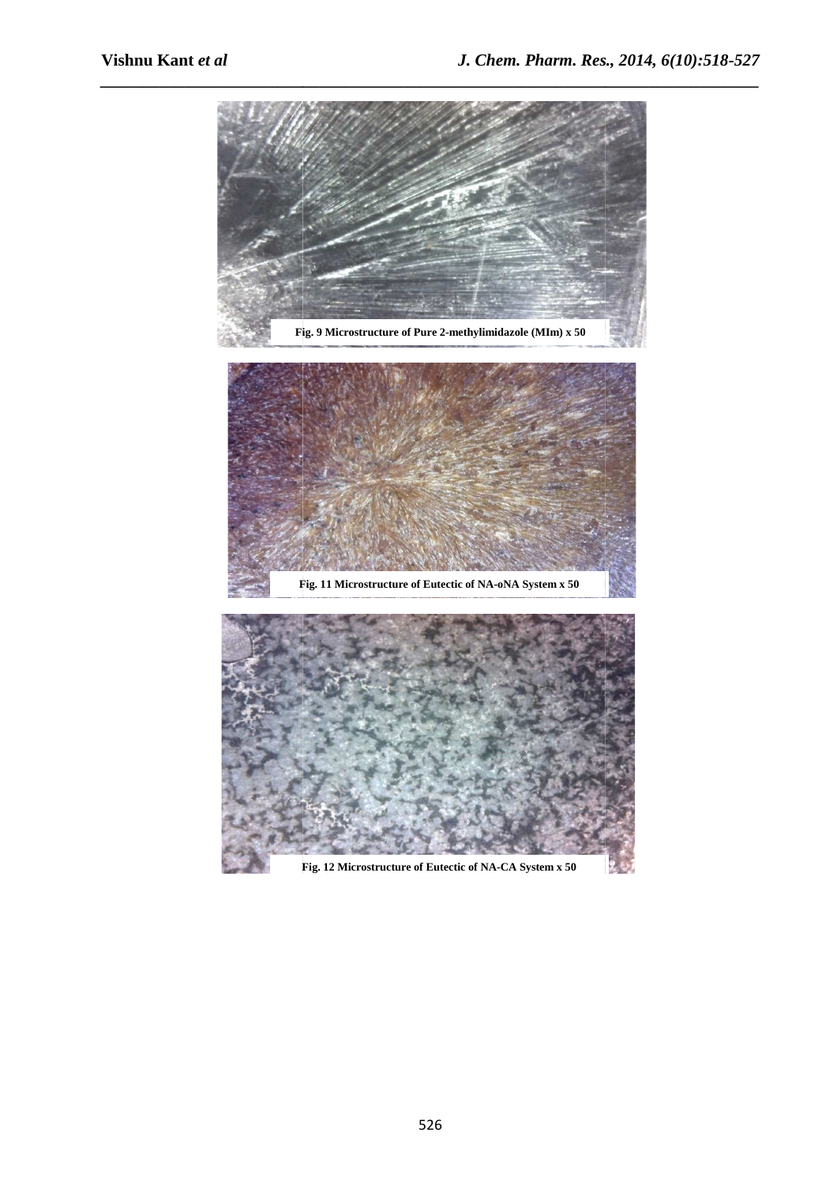Fig. 9 Microstructure of Pure 2-methylimidazole (MIm) x 50

Fig. 11 Microstructure of Eutectic of NA-oNA System x 50

Fig. 12 Microstructure of Eutectic of NA-CA System x 50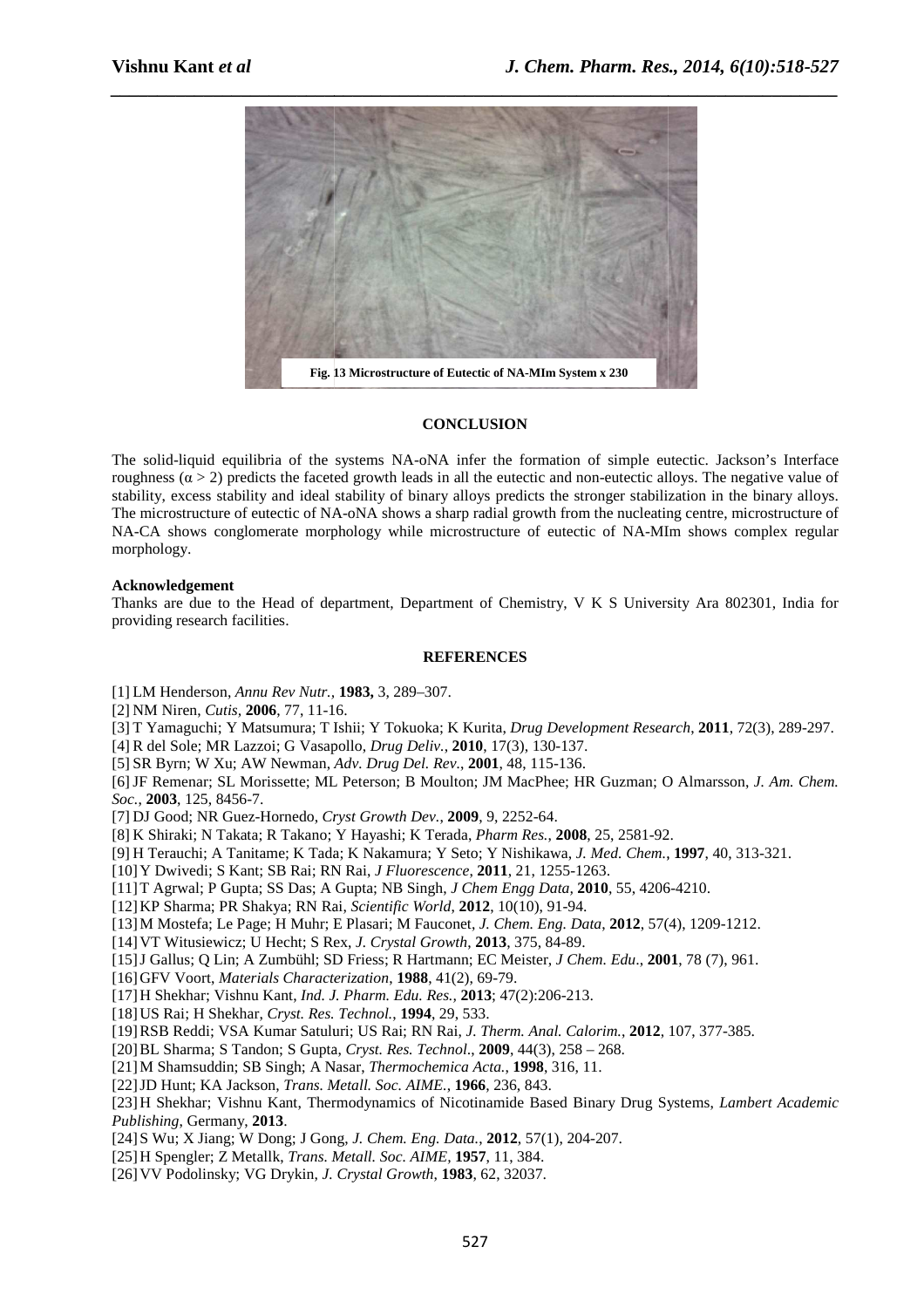Fig. 13 Microstructure of Eutectic of NA-MIm System x 230

## CONCLUSION

The solid-liquid equilibria of the systems NA-oNA infer the formation of simple eutectic. Jackson's Interface roughness ($\alpha > 2$) predicts the faceted growth leads in all the eutectic and non-eutectic alloys. The negative value of stability, excess stability and ideal stability of binary alloys predicts the stronger stabilization in the binary alloys. The microstructure of eutectic of NA-oNA shows a sharp radial growth from the nucleating centre, microstructure of NA-CA shows conglomerate morphology while microstructure of eutectic of NA-MIm shows complex regular morphology.

### Acknowledgement

Thanks are due to the Head of department, Department of Chemistry, V K S University Ara 802301, India for providing research facilities.

## REFERENCES

[1] LM Henderson, *Annu Rev Nutr.*, **1983,** 3, 289–307.

[2] NM Niren, *Cutis,* **2006**, 77, 11-16.

[3] T Yamaguchi; Y Matsumura; T Ishii; Y Tokuoka; K Kurita, *Drug Development Research*, **2011**, 72(3), 289-297.

[4] R del Sole; MR Lazzoi; G Vasapollo, *Drug Deliv.*, **2010**, 17(3), 130-137.

[5] SR Byrn; W Xu; AW Newman, *Adv. Drug Del. Rev.*, **2001**, 48, 115-136.

[6] JF Remenar; SL Morissette; ML Peterson; B Moulton; JM MacPhee; HR Guzman; O Almarsson, *J. Am. Chem. Soc.*, **2003**, 125, 8456-7.

[7] DJ Good; NR Guez-Hornedo, *Cryst Growth Dev.*, **2009**, 9, 2252-64.

[8] K Shiraki; N Takata; R Takano; Y Hayashi; K Terada, *Pharm Res.*, **2008**, 25, 2581-92.

[9] H Terauchi; A Tanitame; K Tada; K Nakamura; Y Seto; Y Nishikawa, *J. Med. Chem.*, **1997**, 40, 313-321.

[10] Y Dwivedi; S Kant; SB Rai; RN Rai, *J Fluorescence,* **2011**, 21, 1255-1263.

[11] T Agrwal; P Gupta; SS Das; A Gupta; NB Singh, *J Chem Engg Data,* **2010**, 55, 4206-4210.

[12] KP Sharma; PR Shakya; RN Rai, *Scientific World,* **2012**, 10(10), 91-94.

[13] M Mostefa; Le Page; H Muhr; E Plasari; M Fauconet, *J. Chem. Eng. Data*, **2012**, 57(4), 1209-1212.

[14] VT Witusiewicz; U Hecht; S Rex, *J. Crystal Growth*, **2013**, 375, 84-89.

[15] J Gallus; Q Lin; A Zumbühl; SD Friess; R Hartmann; EC Meister, *J Chem. Edu*., **2001**, 78 (7), 961.

[16] GFV Voort, *Materials Characterization,* **1988**, 41(2), 69-79.

[17] H Shekhar; Vishnu Kant, *Ind. J. Pharm. Edu. Res.,* **2013**; 47(2):206-213.

[18] US Rai; H Shekhar, *Cryst. Res. Technol.*, **1994**, 29, 533.

[19] RSB Reddi; VSA Kumar Satuluri; US Rai; RN Rai, *J. Therm. Anal. Calorim.*, **2012**, 107, 377-385.

[20] BL Sharma; S Tandon; S Gupta, *Cryst. Res. Technol*., **2009**, 44(3), 258 – 268.

[21] M Shamsuddin; SB Singh; A Nasar, *Thermochemica Acta.*, **1998**, 316, 11.

[22] JD Hunt; KA Jackson, *Trans. Metall. Soc. AIME.*, **1966**, 236, 843.

[23] H Shekhar; Vishnu Kant, Thermodynamics of Nicotinamide Based Binary Drug Systems, *Lambert Academic Publishing,* Germany, **2013**.

[24] S Wu; X Jiang; W Dong; J Gong, *J. Chem. Eng. Data.*, **2012**, 57(1), 204-207.

[25] H Spengler; Z Metallk, *Trans. Metall. Soc. AIME*, **1957**, 11, 384.

[26] VV Podolinsky; VG Drykin, *J. Crystal Growth*, **1983**, 62, 32037.